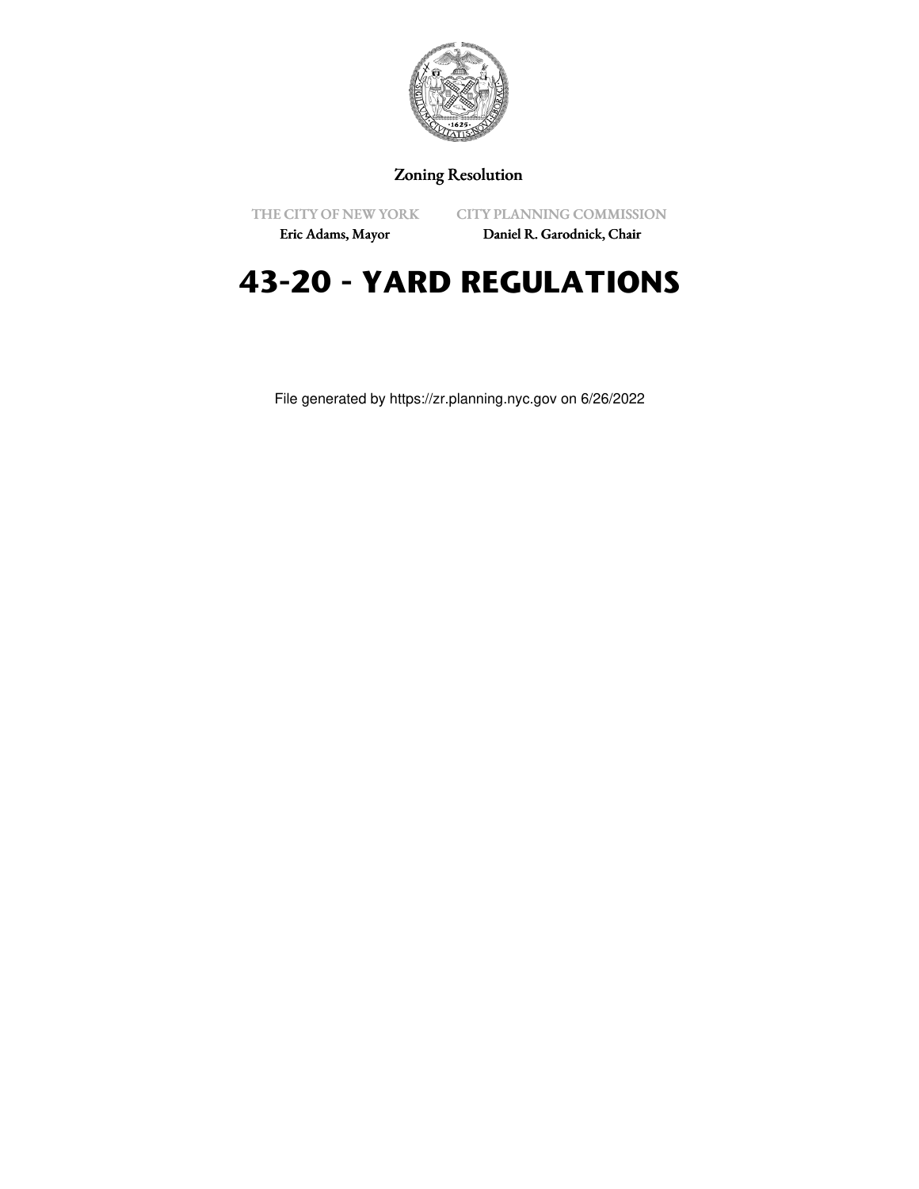Zoning Resolution

THE CITY OF NEW YORK
Eric Adams, Mayor

CITY PLANNING COMMISSION
Daniel R. Garodnick, Chair

# 43-20 - YARD REGULATIONS

File generated by https://zr.planning.nyc.gov on 6/26/2022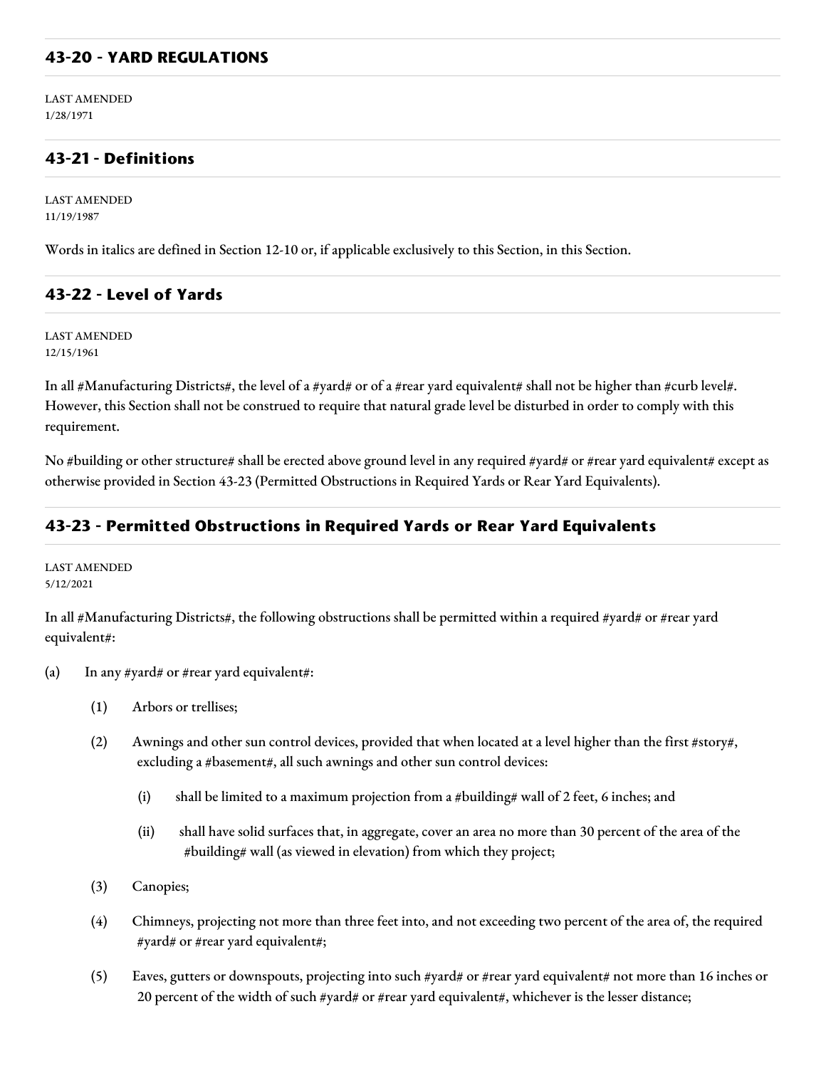## 43-20 - YARD REGULATIONS

LAST AMENDED
1/28/1971

## 43-21 - Definitions

LAST AMENDED
11/19/1987

Words in italics are defined in Section 12-10 or, if applicable exclusively to this Section, in this Section.

## 43-22 - Level of Yards

LAST AMENDED
12/15/1961

In all #Manufacturing Districts#, the level of a #yard# or of a #rear yard equivalent# shall not be higher than #curb level#. However, this Section shall not be construed to require that natural grade level be disturbed in order to comply with this requirement.

No #building or other structure# shall be erected above ground level in any required #yard# or #rear yard equivalent# except as otherwise provided in Section 43-23 (Permitted Obstructions in Required Yards or Rear Yard Equivalents).

## 43-23 - Permitted Obstructions in Required Yards or Rear Yard Equivalents

LAST AMENDED
5/12/2021

In all #Manufacturing Districts#, the following obstructions shall be permitted within a required #yard# or #rear yard equivalent#:

(a) In any #yard# or #rear yard equivalent#:

(1) Arbors or trellises;

(2) Awnings and other sun control devices, provided that when located at a level higher than the first #story#, excluding a #basement#, all such awnings and other sun control devices:

(i) shall be limited to a maximum projection from a #building# wall of 2 feet, 6 inches; and

(ii) shall have solid surfaces that, in aggregate, cover an area no more than 30 percent of the area of the #building# wall (as viewed in elevation) from which they project;

(3) Canopies;

(4) Chimneys, projecting not more than three feet into, and not exceeding two percent of the area of, the required #yard# or #rear yard equivalent#;

(5) Eaves, gutters or downspouts, projecting into such #yard# or #rear yard equivalent# not more than 16 inches or 20 percent of the width of such #yard# or #rear yard equivalent#, whichever is the lesser distance;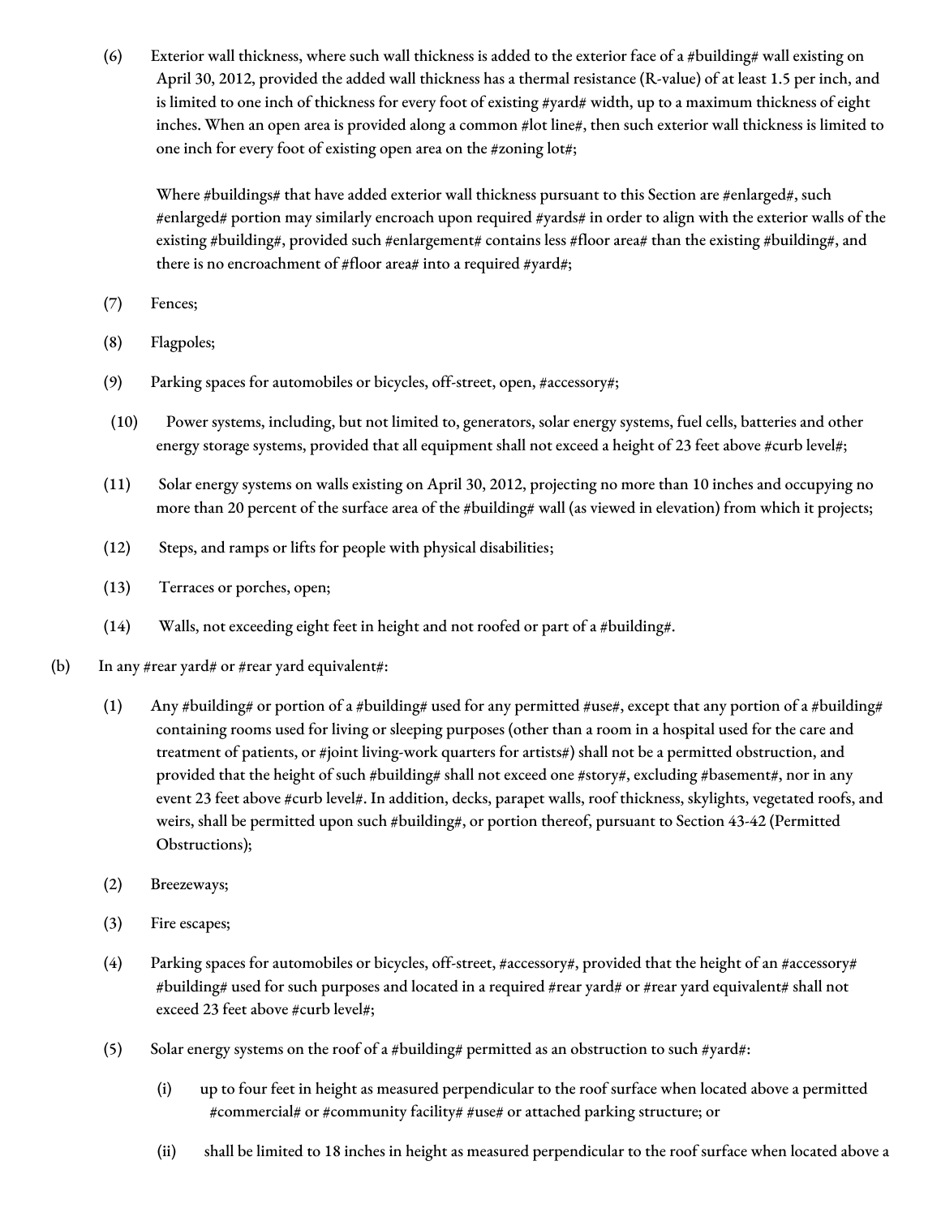(6) Exterior wall thickness, where such wall thickness is added to the exterior face of a #building# wall existing on April 30, 2012, provided the added wall thickness has a thermal resistance (R-value) of at least 1.5 per inch, and is limited to one inch of thickness for every foot of existing #yard# width, up to a maximum thickness of eight inches. When an open area is provided along a common #lot line#, then such exterior wall thickness is limited to one inch for every foot of existing open area on the #zoning lot#;

   Where #buildings# that have added exterior wall thickness pursuant to this Section are #enlarged#, such #enlarged# portion may similarly encroach upon required #yards# in order to align with the exterior walls of the existing #building#, provided such #enlargement# contains less #floor area# than the existing #building#, and there is no encroachment of #floor area# into a required #yard#;

(7) Fences;

(8) Flagpoles;

(9) Parking spaces for automobiles or bicycles, off-street, open, #accessory#;

(10) Power systems, including, but not limited to, generators, solar energy systems, fuel cells, batteries and other energy storage systems, provided that all equipment shall not exceed a height of 23 feet above #curb level#;

(11) Solar energy systems on walls existing on April 30, 2012, projecting no more than 10 inches and occupying no more than 20 percent of the surface area of the #building# wall (as viewed in elevation) from which it projects;

(12) Steps, and ramps or lifts for people with physical disabilities;

(13) Terraces or porches, open;

(14) Walls, not exceeding eight feet in height and not roofed or part of a #building#.

(b) In any #rear yard# or #rear yard equivalent#:

(1) Any #building# or portion of a #building# used for any permitted #use#, except that any portion of a #building# containing rooms used for living or sleeping purposes (other than a room in a hospital used for the care and treatment of patients, or #joint living-work quarters for artists#) shall not be a permitted obstruction, and provided that the height of such #building# shall not exceed one #story#, excluding #basement#, nor in any event 23 feet above #curb level#. In addition, decks, parapet walls, roof thickness, skylights, vegetated roofs, and weirs, shall be permitted upon such #building#, or portion thereof, pursuant to Section 43-42 (Permitted Obstructions);

(2) Breezeways;

(3) Fire escapes;

(4) Parking spaces for automobiles or bicycles, off-street, #accessory#, provided that the height of an #accessory# #building# used for such purposes and located in a required #rear yard# or #rear yard equivalent# shall not exceed 23 feet above #curb level#;

(5) Solar energy systems on the roof of a #building# permitted as an obstruction to such #yard#:

   (i) up to four feet in height as measured perpendicular to the roof surface when located above a permitted #commercial# or #community facility# #use# or attached parking structure; or

   (ii) shall be limited to 18 inches in height as measured perpendicular to the roof surface when located above a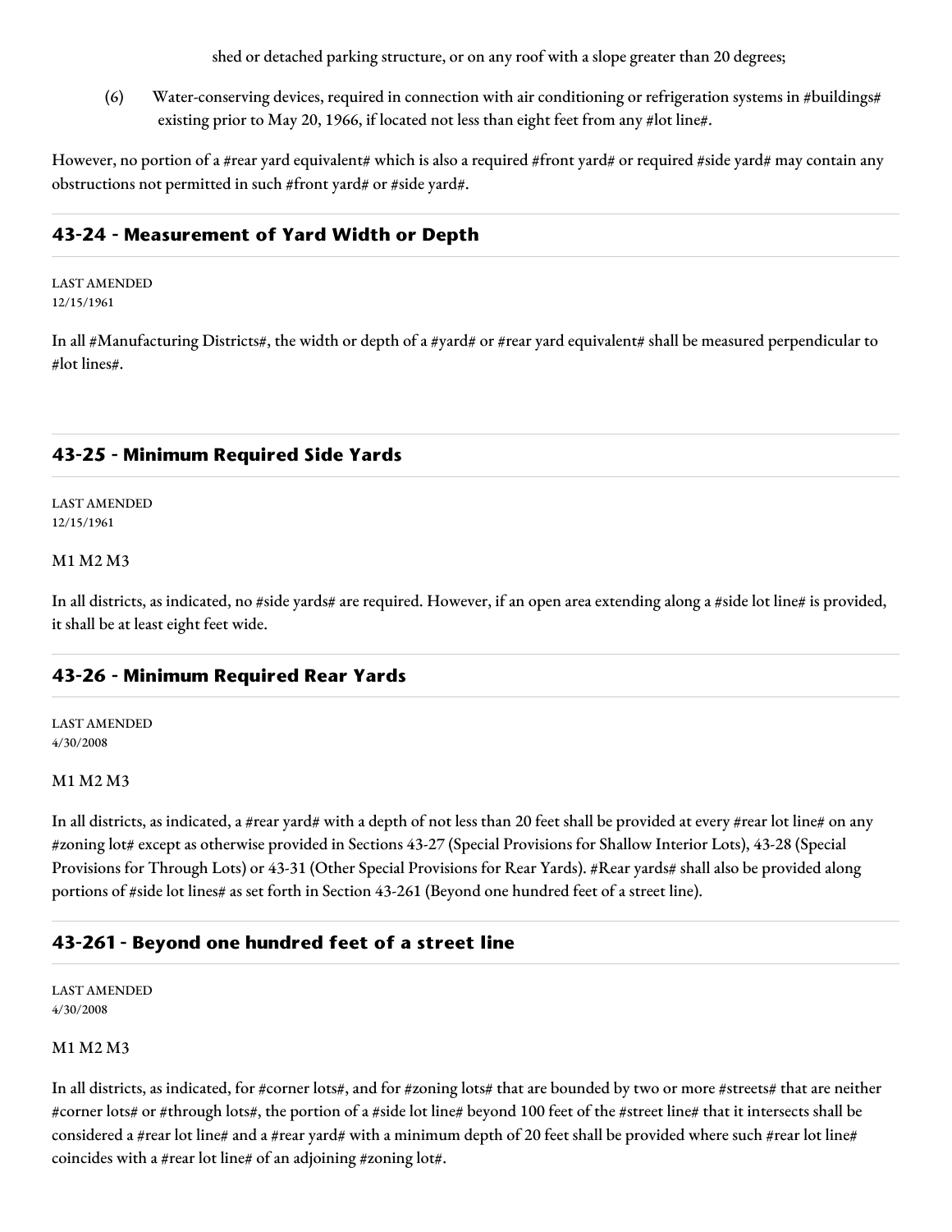shed or detached parking structure, or on any roof with a slope greater than 20 degrees;

(6) Water-conserving devices, required in connection with air conditioning or refrigeration systems in #buildings# existing prior to May 20, 1966, if located not less than eight feet from any #lot line#.

However, no portion of a #rear yard equivalent# which is also a required #front yard# or required #side yard# may contain any obstructions not permitted in such #front yard# or #side yard#.

## 43-24 - Measurement of Yard Width or Depth

LAST AMENDED
12/15/1961

In all #Manufacturing Districts#, the width or depth of a #yard# or #rear yard equivalent# shall be measured perpendicular to #lot lines#.

## 43-25 - Minimum Required Side Yards

LAST AMENDED
12/15/1961

M1 M2 M3

In all districts, as indicated, no #side yards# are required. However, if an open area extending along a #side lot line# is provided, it shall be at least eight feet wide.

## 43-26 - Minimum Required Rear Yards

LAST AMENDED
4/30/2008

M1 M2 M3

In all districts, as indicated, a #rear yard# with a depth of not less than 20 feet shall be provided at every #rear lot line# on any #zoning lot# except as otherwise provided in Sections 43-27 (Special Provisions for Shallow Interior Lots), 43-28 (Special Provisions for Through Lots) or 43-31 (Other Special Provisions for Rear Yards). #Rear yards# shall also be provided along portions of #side lot lines# as set forth in Section 43-261 (Beyond one hundred feet of a street line).

## 43-261 - Beyond one hundred feet of a street line

LAST AMENDED
4/30/2008

M1 M2 M3

In all districts, as indicated, for #corner lots#, and for #zoning lots# that are bounded by two or more #streets# that are neither #corner lots# or #through lots#, the portion of a #side lot line# beyond 100 feet of the #street line# that it intersects shall be considered a #rear lot line# and a #rear yard# with a minimum depth of 20 feet shall be provided where such #rear lot line# coincides with a #rear lot line# of an adjoining #zoning lot#.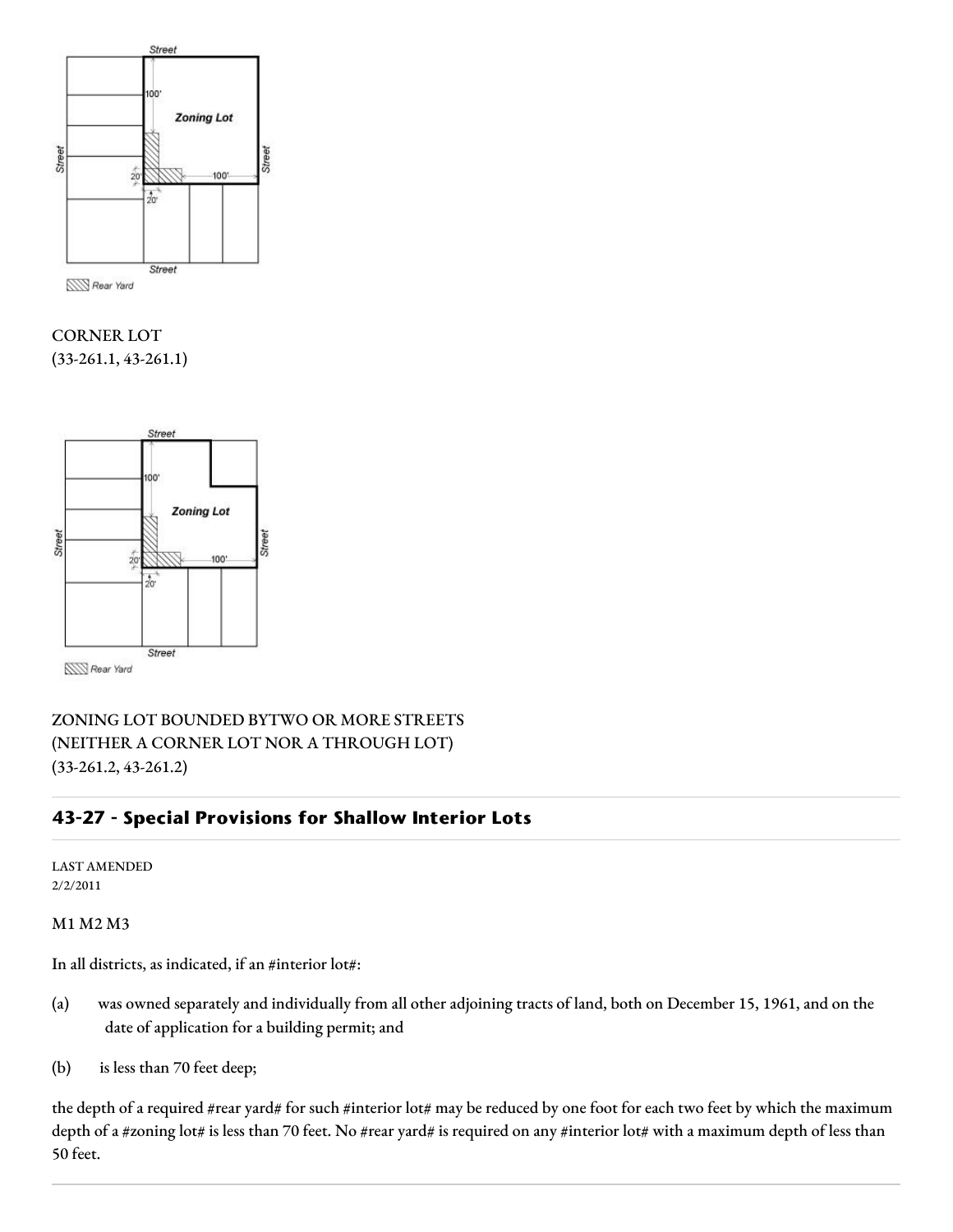CORNER LOT
(33-261.1, 43-261.1)

ZONING LOT BOUNDED BYTWO OR MORE STREETS
(NEITHER A CORNER LOT NOR A THROUGH LOT)
(33-261.2, 43-261.2)

## 43-27 - Special Provisions for Shallow Interior Lots

LAST AMENDED
2/2/2011

M1 M2 M3

In all districts, as indicated, if an #interior lot#:

(a) was owned separately and individually from all other adjoining tracts of land, both on December 15, 1961, and on the date of application for a building permit; and

(b) is less than 70 feet deep;

the depth of a required #rear yard# for such #interior lot# may be reduced by one foot for each two feet by which the maximum depth of a #zoning lot# is less than 70 feet. No #rear yard# is required on any #interior lot# with a maximum depth of less than 50 feet.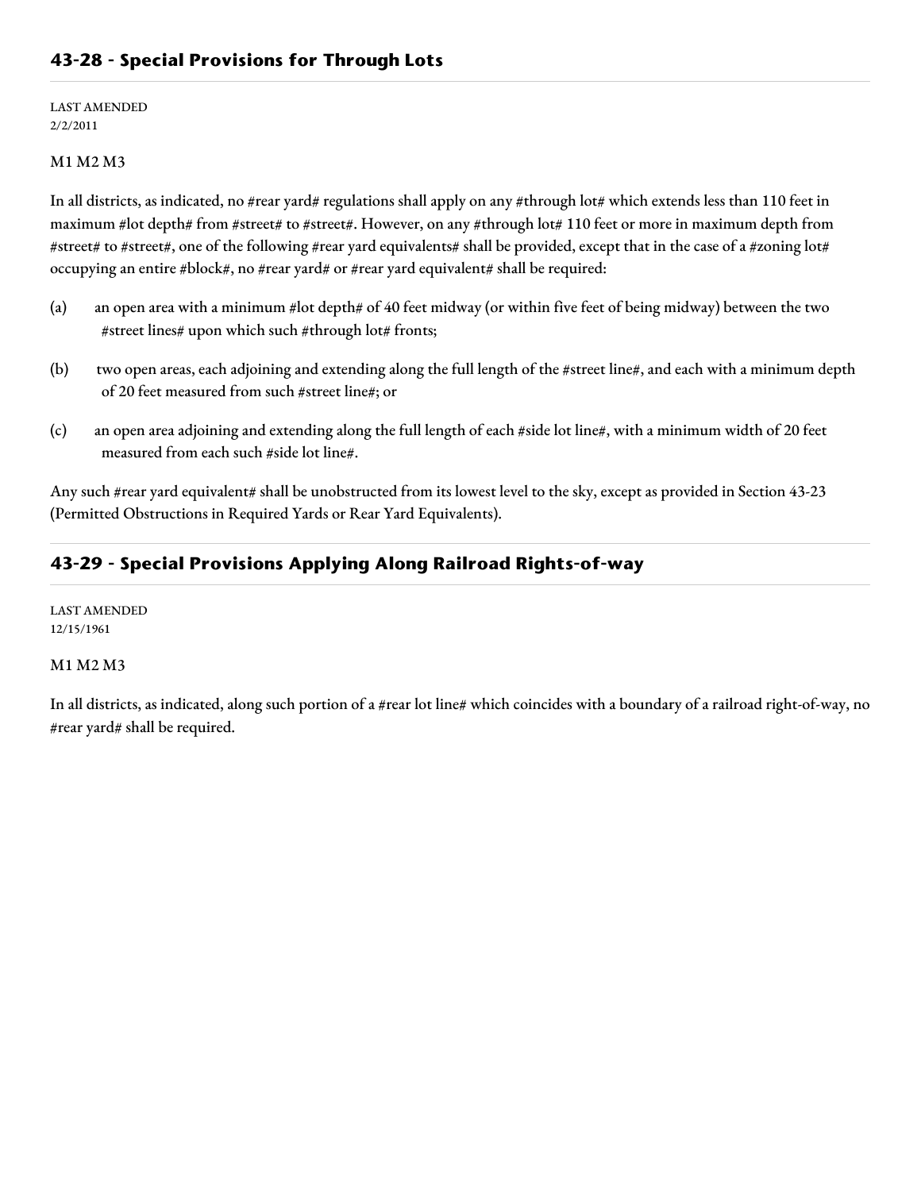## 43-28 - Special Provisions for Through Lots

LAST AMENDED
2/2/2011

M1 M2 M3

In all districts, as indicated, no #rear yard# regulations shall apply on any #through lot# which extends less than 110 feet in maximum #lot depth# from #street# to #street#. However, on any #through lot# 110 feet or more in maximum depth from #street# to #street#, one of the following #rear yard equivalents# shall be provided, except that in the case of a #zoning lot# occupying an entire #block#, no #rear yard# or #rear yard equivalent# shall be required:

(a) an open area with a minimum #lot depth# of 40 feet midway (or within five feet of being midway) between the two #street lines# upon which such #through lot# fronts;

(b) two open areas, each adjoining and extending along the full length of the #street line#, and each with a minimum depth of 20 feet measured from such #street line#; or

(c) an open area adjoining and extending along the full length of each #side lot line#, with a minimum width of 20 feet measured from each such #side lot line#.

Any such #rear yard equivalent# shall be unobstructed from its lowest level to the sky, except as provided in Section 43-23 (Permitted Obstructions in Required Yards or Rear Yard Equivalents).

## 43-29 - Special Provisions Applying Along Railroad Rights-of-way

LAST AMENDED
12/15/1961

M1 M2 M3

In all districts, as indicated, along such portion of a #rear lot line# which coincides with a boundary of a railroad right-of-way, no #rear yard# shall be required.